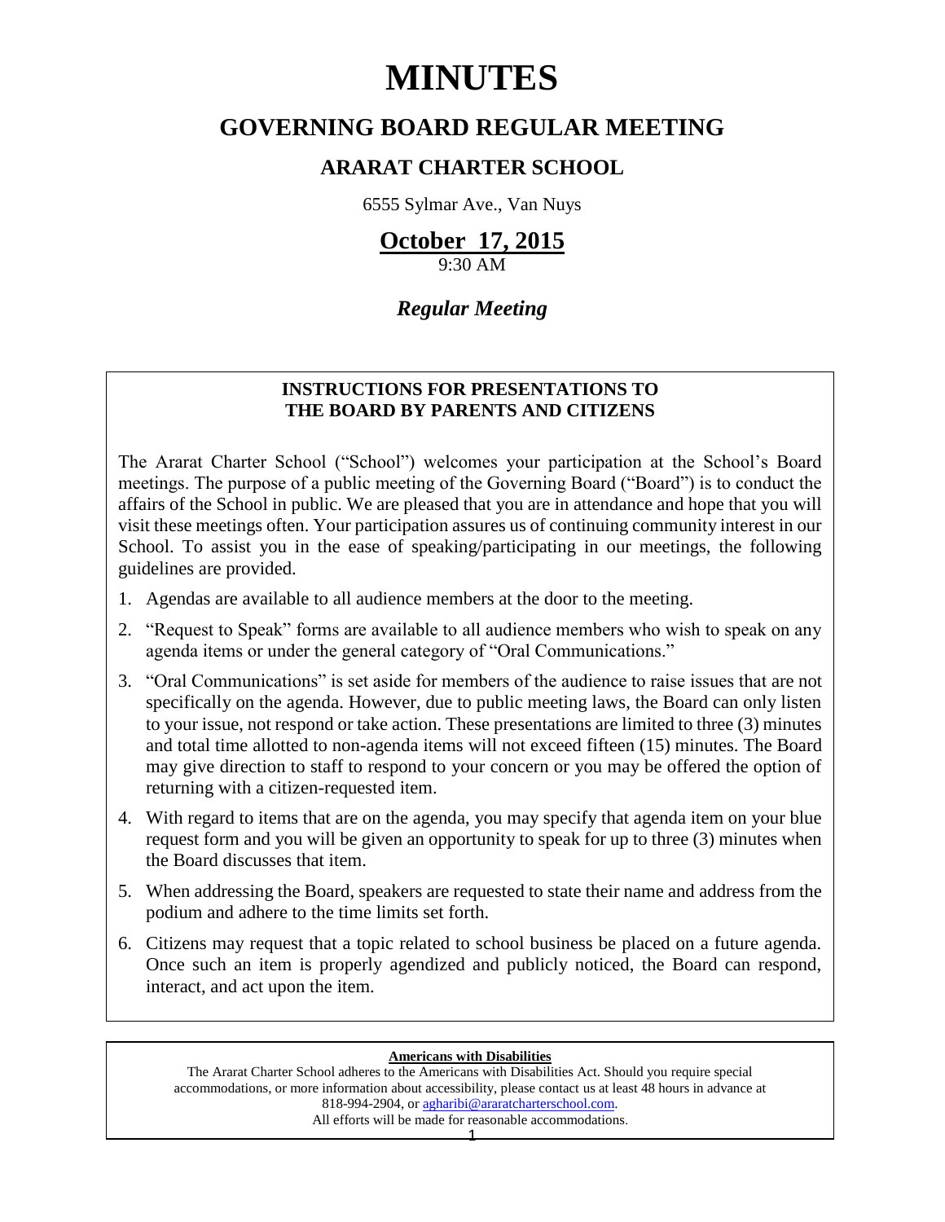# MINUTES

## GOVERNING BOARD REGULAR MEETING

### ARARAT CHARTER SCHOOL

6555 Sylmar Ave., Van Nuys

**October 17, 2015**

9:30 AM

***Regular Meeting***

**INSTRUCTIONS FOR PRESENTATIONS TO THE BOARD BY PARENTS AND CITIZENS**

The Ararat Charter School ("School") welcomes your participation at the School's Board meetings. The purpose of a public meeting of the Governing Board ("Board") is to conduct the affairs of the School in public. We are pleased that you are in attendance and hope that you will visit these meetings often. Your participation assures us of continuing community interest in our School. To assist you in the ease of speaking/participating in our meetings, the following guidelines are provided.

1. Agendas are available to all audience members at the door to the meeting.
2. "Request to Speak" forms are available to all audience members who wish to speak on any agenda items or under the general category of "Oral Communications."
3. "Oral Communications" is set aside for members of the audience to raise issues that are not specifically on the agenda. However, due to public meeting laws, the Board can only listen to your issue, not respond or take action. These presentations are limited to three (3) minutes and total time allotted to non-agenda items will not exceed fifteen (15) minutes. The Board may give direction to staff to respond to your concern or you may be offered the option of returning with a citizen-requested item.
4. With regard to items that are on the agenda, you may specify that agenda item on your blue request form and you will be given an opportunity to speak for up to three (3) minutes when the Board discusses that item.
5. When addressing the Board, speakers are requested to state their name and address from the podium and adhere to the time limits set forth.
6. Citizens may request that a topic related to school business be placed on a future agenda. Once such an item is properly agendized and publicly noticed, the Board can respond, interact, and act upon the item.

**Americans with Disabilities**

The Ararat Charter School adheres to the Americans with Disabilities Act. Should you require special accommodations, or more information about accessibility, please contact us at least 48 hours in advance at 818-994-2904, or agharibi@araratcharterschool.com.
All efforts will be made for reasonable accommodations.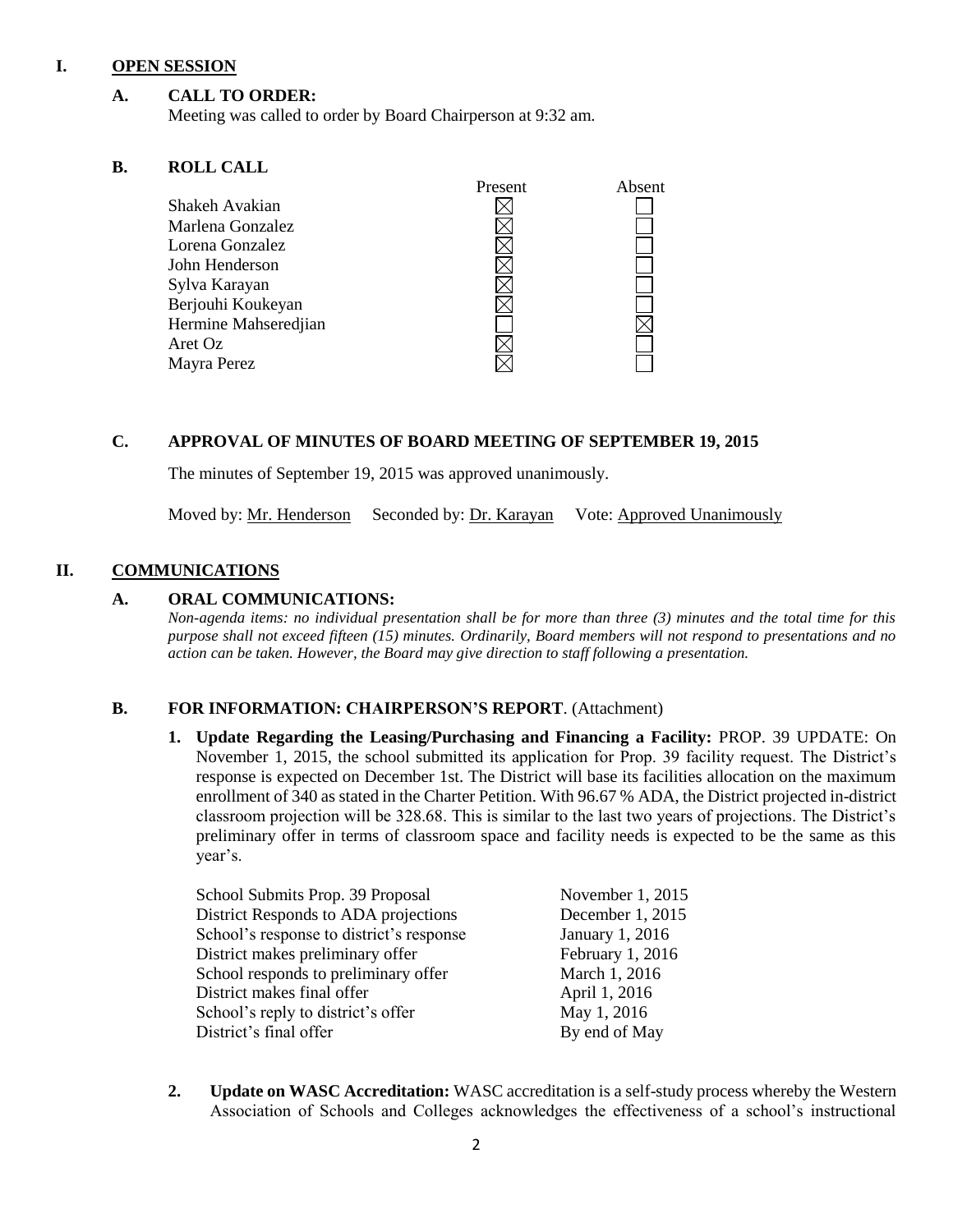# I. OPEN SESSION

## A. CALL TO ORDER:

Meeting was called to order by Board Chairperson at 9:32 am.

## B. ROLL CALL

| | Present | Absent |
|---|---|---|
| Shakeh Avakian | ☒ | ☐ |
| Marlena Gonzalez | ☒ | ☐ |
| Lorena Gonzalez | ☒ | ☐ |
| John Henderson | ☒ | ☐ |
| Sylva Karayan | ☒ | ☐ |
| Berjouhi Koukeyan | ☒ | ☐ |
| Hermine Mahseredjian | ☐ | ☒ |
| Aret Oz | ☒ | ☐ |
| Mayra Perez | ☒ | ☐ |

## C. APPROVAL OF MINUTES OF BOARD MEETING OF SEPTEMBER 19, 2015

The minutes of September 19, 2015 was approved unanimously.

Moved by: Mr. Henderson Seconded by: Dr. Karayan Vote: Approved Unanimously

# II. COMMUNICATIONS

## A. ORAL COMMUNICATIONS:

*Non-agenda items: no individual presentation shall be for more than three (3) minutes and the total time for this purpose shall not exceed fifteen (15) minutes. Ordinarily, Board members will not respond to presentations and no action can be taken. However, the Board may give direction to staff following a presentation.*

## B. FOR INFORMATION: CHAIRPERSON'S REPORT. (Attachment)

1. **Update Regarding the Leasing/Purchasing and Financing a Facility:** PROP. 39 UPDATE: On November 1, 2015, the school submitted its application for Prop. 39 facility request. The District's response is expected on December 1st. The District will base its facilities allocation on the maximum enrollment of 340 as stated in the Charter Petition. With 96.67 % ADA, the District projected in-district classroom projection will be 328.68. This is similar to the last two years of projections. The District's preliminary offer in terms of classroom space and facility needs is expected to be the same as this year's.

| | |
|---|---|
| School Submits Prop. 39 Proposal | November 1, 2015 |
| District Responds to ADA projections | December 1, 2015 |
| School's response to district's response | January 1, 2016 |
| District makes preliminary offer | February 1, 2016 |
| School responds to preliminary offer | March 1, 2016 |
| District makes final offer | April 1, 2016 |
| School's reply to district's offer | May 1, 2016 |
| District's final offer | By end of May |

2. **Update on WASC Accreditation:** WASC accreditation is a self-study process whereby the Western Association of Schools and Colleges acknowledges the effectiveness of a school's instructional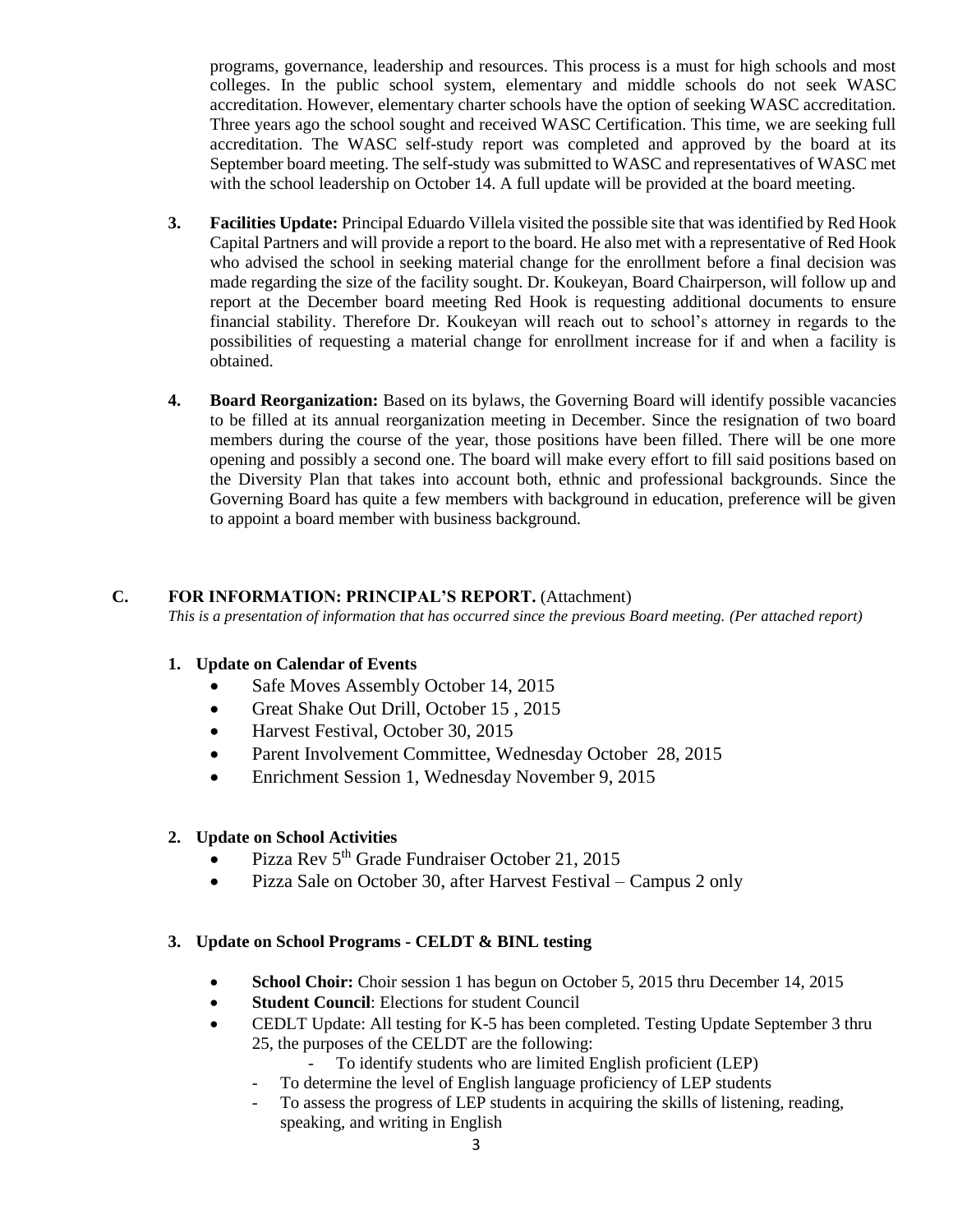programs, governance, leadership and resources. This process is a must for high schools and most colleges. In the public school system, elementary and middle schools do not seek WASC accreditation. However, elementary charter schools have the option of seeking WASC accreditation. Three years ago the school sought and received WASC Certification. This time, we are seeking full accreditation. The WASC self-study report was completed and approved by the board at its September board meeting. The self-study was submitted to WASC and representatives of WASC met with the school leadership on October 14. A full update will be provided at the board meeting.

3. **Facilities Update:** Principal Eduardo Villela visited the possible site that was identified by Red Hook Capital Partners and will provide a report to the board. He also met with a representative of Red Hook who advised the school in seeking material change for the enrollment before a final decision was made regarding the size of the facility sought. Dr. Koukeyan, Board Chairperson, will follow up and report at the December board meeting Red Hook is requesting additional documents to ensure financial stability. Therefore Dr. Koukeyan will reach out to school's attorney in regards to the possibilities of requesting a material change for enrollment increase for if and when a facility is obtained.

4. **Board Reorganization:** Based on its bylaws, the Governing Board will identify possible vacancies to be filled at its annual reorganization meeting in December. Since the resignation of two board members during the course of the year, those positions have been filled. There will be one more opening and possibly a second one. The board will make every effort to fill said positions based on the Diversity Plan that takes into account both, ethnic and professional backgrounds. Since the Governing Board has quite a few members with background in education, preference will be given to appoint a board member with business background.

## C. FOR INFORMATION: PRINCIPAL'S REPORT. (Attachment)

*This is a presentation of information that has occurred since the previous Board meeting. (Per attached report)*

1. **Update on Calendar of Events**
   - Safe Moves Assembly October 14, 2015
   - Great Shake Out Drill, October 15 , 2015
   - Harvest Festival, October 30, 2015
   - Parent Involvement Committee, Wednesday October 28, 2015
   - Enrichment Session 1, Wednesday November 9, 2015

2. **Update on School Activities**
   - Pizza Rev 5th Grade Fundraiser October 21, 2015
   - Pizza Sale on October 30, after Harvest Festival – Campus 2 only

3. **Update on School Programs - CELDT & BINL testing**
   - **School Choir:** Choir session 1 has begun on October 5, 2015 thru December 14, 2015
   - **Student Council**: Elections for student Council
   - CEDLT Update: All testing for K-5 has been completed. Testing Update September 3 thru 25, the purposes of the CELDT are the following:
     - To identify students who are limited English proficient (LEP)
     - To determine the level of English language proficiency of LEP students
     - To assess the progress of LEP students in acquiring the skills of listening, reading, speaking, and writing in English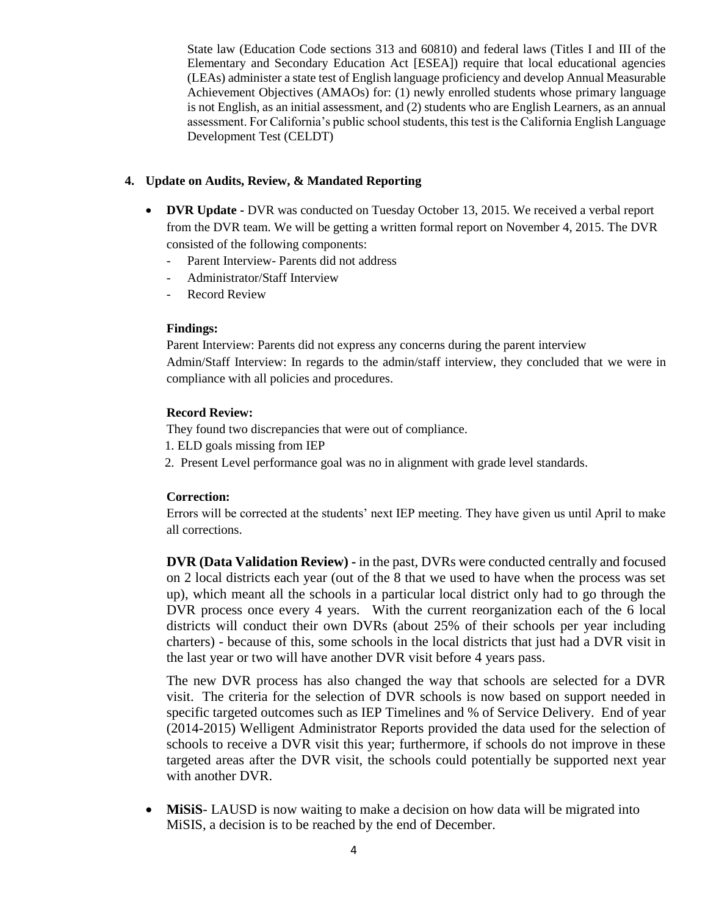State law (Education Code sections 313 and 60810) and federal laws (Titles I and III of the Elementary and Secondary Education Act [ESEA]) require that local educational agencies (LEAs) administer a state test of English language proficiency and develop Annual Measurable Achievement Objectives (AMAOs) for: (1) newly enrolled students whose primary language is not English, as an initial assessment, and (2) students who are English Learners, as an annual assessment. For California's public school students, this test is the California English Language Development Test (CELDT)

**4. Update on Audits, Review, & Mandated Reporting**

- **DVR Update -** DVR was conducted on Tuesday October 13, 2015. We received a verbal report from the DVR team. We will be getting a written formal report on November 4, 2015. The DVR consisted of the following components:
  - Parent Interview- Parents did not address
  - Administrator/Staff Interview
  - Record Review

  **Findings:**
  Parent Interview: Parents did not express any concerns during the parent interview
  Admin/Staff Interview: In regards to the admin/staff interview, they concluded that we were in compliance with all policies and procedures.

  **Record Review:**
  They found two discrepancies that were out of compliance.
  1. ELD goals missing from IEP
  2. Present Level performance goal was no in alignment with grade level standards.

  **Correction:**
  Errors will be corrected at the students' next IEP meeting. They have given us until April to make all corrections.

  **DVR (Data Validation Review) -** in the past, DVRs were conducted centrally and focused on 2 local districts each year (out of the 8 that we used to have when the process was set up), which meant all the schools in a particular local district only had to go through the DVR process once every 4 years. With the current reorganization each of the 6 local districts will conduct their own DVRs (about 25% of their schools per year including charters) - because of this, some schools in the local districts that just had a DVR visit in the last year or two will have another DVR visit before 4 years pass.

  The new DVR process has also changed the way that schools are selected for a DVR visit. The criteria for the selection of DVR schools is now based on support needed in specific targeted outcomes such as IEP Timelines and % of Service Delivery. End of year (2014-2015) Welligent Administrator Reports provided the data used for the selection of schools to receive a DVR visit this year; furthermore, if schools do not improve in these targeted areas after the DVR visit, the schools could potentially be supported next year with another DVR.

- **MiSiS**- LAUSD is now waiting to make a decision on how data will be migrated into MiSIS, a decision is to be reached by the end of December.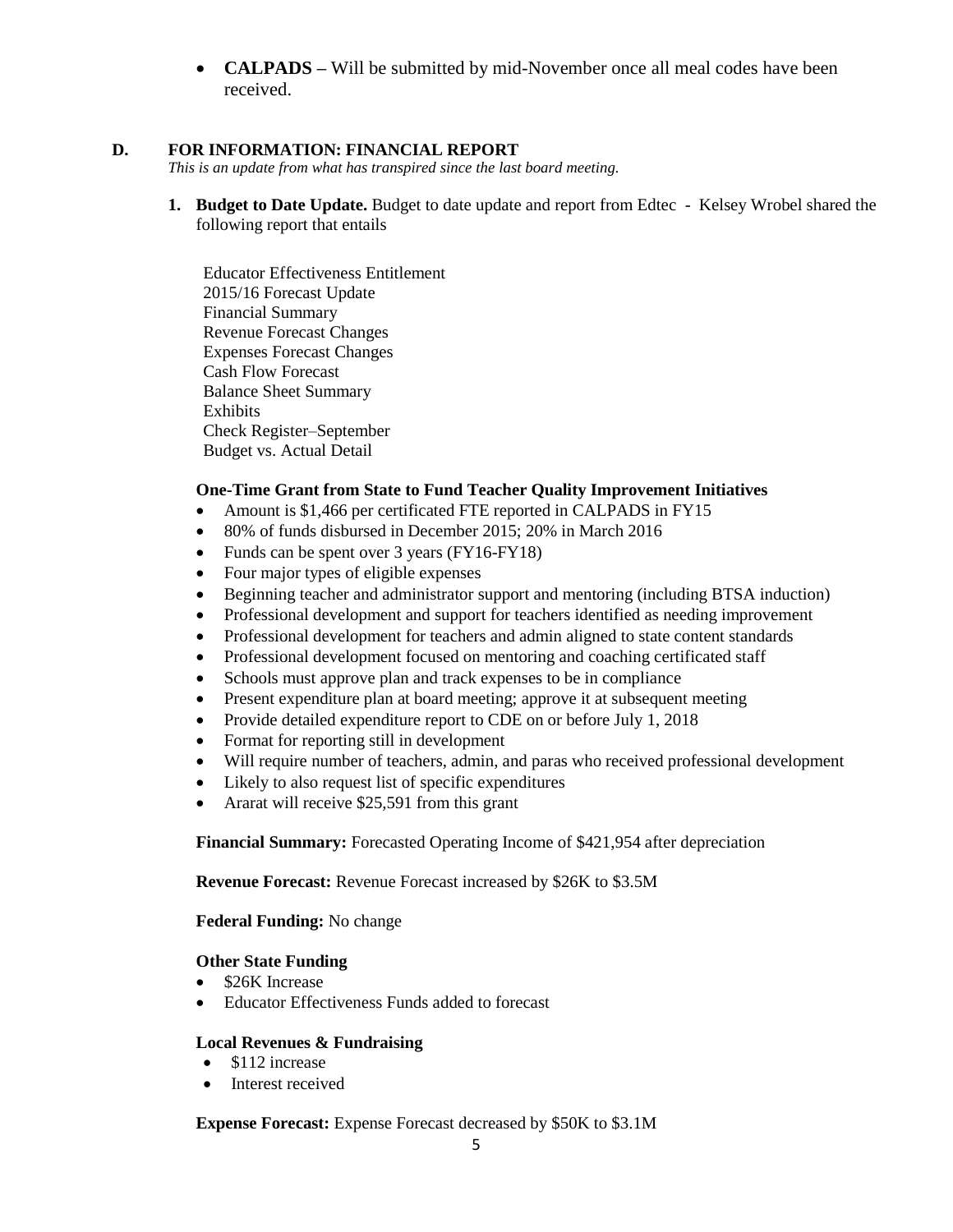- **CALPADS –** Will be submitted by mid-November once all meal codes have been received.

### D. FOR INFORMATION: FINANCIAL REPORT

*This is an update from what has transpired since the last board meeting.*

1. **Budget to Date Update.** Budget to date update and report from Edtec - Kelsey Wrobel shared the following report that entails

   Educator Effectiveness Entitlement
   2015/16 Forecast Update
   Financial Summary
   Revenue Forecast Changes
   Expenses Forecast Changes
   Cash Flow Forecast
   Balance Sheet Summary
   Exhibits
   Check Register–September
   Budget vs. Actual Detail

   **One-Time Grant from State to Fund Teacher Quality Improvement Initiatives**

   - Amount is $1,466 per certificated FTE reported in CALPADS in FY15
   - 80% of funds disbursed in December 2015; 20% in March 2016
   - Funds can be spent over 3 years (FY16-FY18)
   - Four major types of eligible expenses
   - Beginning teacher and administrator support and mentoring (including BTSA induction)
   - Professional development and support for teachers identified as needing improvement
   - Professional development for teachers and admin aligned to state content standards
   - Professional development focused on mentoring and coaching certificated staff
   - Schools must approve plan and track expenses to be in compliance
   - Present expenditure plan at board meeting; approve it at subsequent meeting
   - Provide detailed expenditure report to CDE on or before July 1, 2018
   - Format for reporting still in development
   - Will require number of teachers, admin, and paras who received professional development
   - Likely to also request list of specific expenditures
   - Ararat will receive $25,591 from this grant

   **Financial Summary:** Forecasted Operating Income of $421,954 after depreciation

   **Revenue Forecast:** Revenue Forecast increased by $26K to $3.5M

   **Federal Funding:** No change

   **Other State Funding**

   - $26K Increase
   - Educator Effectiveness Funds added to forecast

   **Local Revenues & Fundraising**

   - $112 increase
   - Interest received

   **Expense Forecast:** Expense Forecast decreased by $50K to $3.1M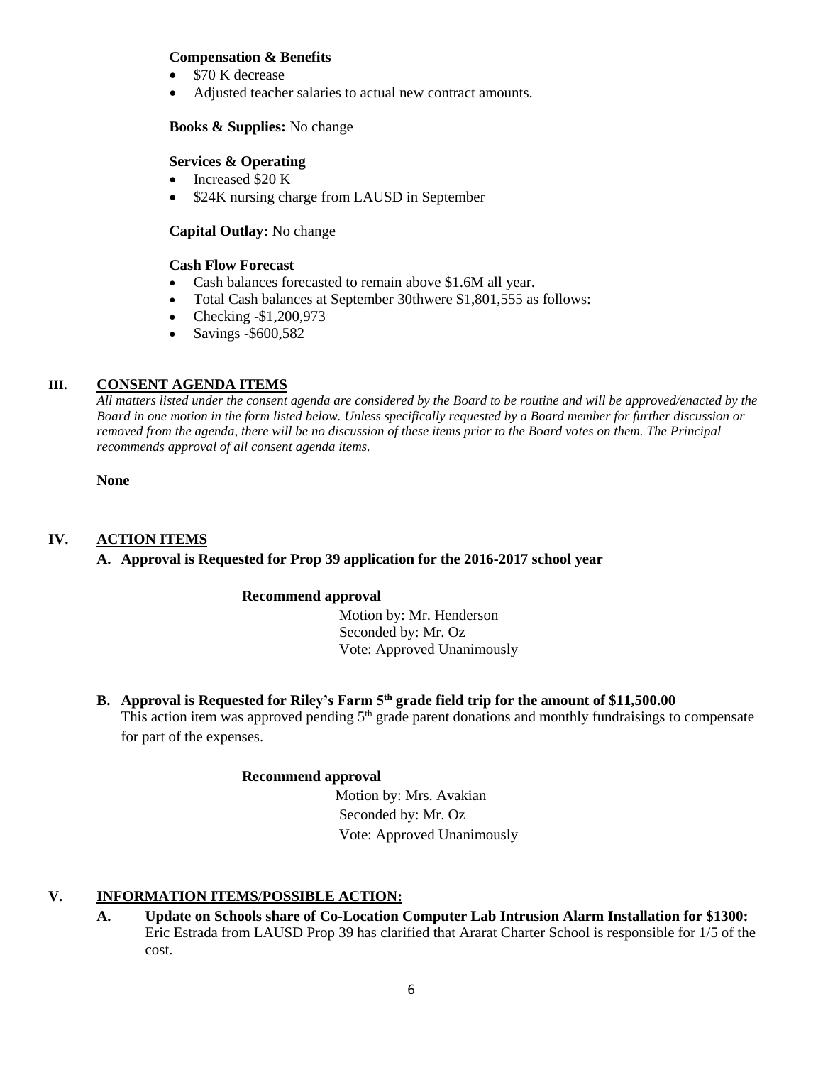**Compensation & Benefits**

- $70 K decrease
- Adjusted teacher salaries to actual new contract amounts.

**Books & Supplies:** No change

**Services & Operating**

- Increased $20 K
- $24K nursing charge from LAUSD in September

**Capital Outlay:** No change

**Cash Flow Forecast**

- Cash balances forecasted to remain above $1.6M all year.
- Total Cash balances at September 30thwere $1,801,555 as follows:
- Checking -$1,200,973
- Savings -$600,582

## III. CONSENT AGENDA ITEMS

*All matters listed under the consent agenda are considered by the Board to be routine and will be approved/enacted by the Board in one motion in the form listed below. Unless specifically requested by a Board member for further discussion or removed from the agenda, there will be no discussion of these items prior to the Board votes on them. The Principal recommends approval of all consent agenda items.*

**None**

## IV. ACTION ITEMS

**A. Approval is Requested for Prop 39 application for the 2016-2017 school year**

**Recommend approval**

Motion by: Mr. Henderson
Seconded by: Mr. Oz
Vote: Approved Unanimously

**B. Approval is Requested for Riley's Farm 5th grade field trip for the amount of $11,500.00**

This action item was approved pending 5th grade parent donations and monthly fundraisings to compensate for part of the expenses.

**Recommend approval**

Motion by: Mrs. Avakian
Seconded by: Mr. Oz
Vote: Approved Unanimously

## V. INFORMATION ITEMS/POSSIBLE ACTION:

**A. Update on Schools share of Co-Location Computer Lab Intrusion Alarm Installation for $1300:** Eric Estrada from LAUSD Prop 39 has clarified that Ararat Charter School is responsible for 1/5 of the cost.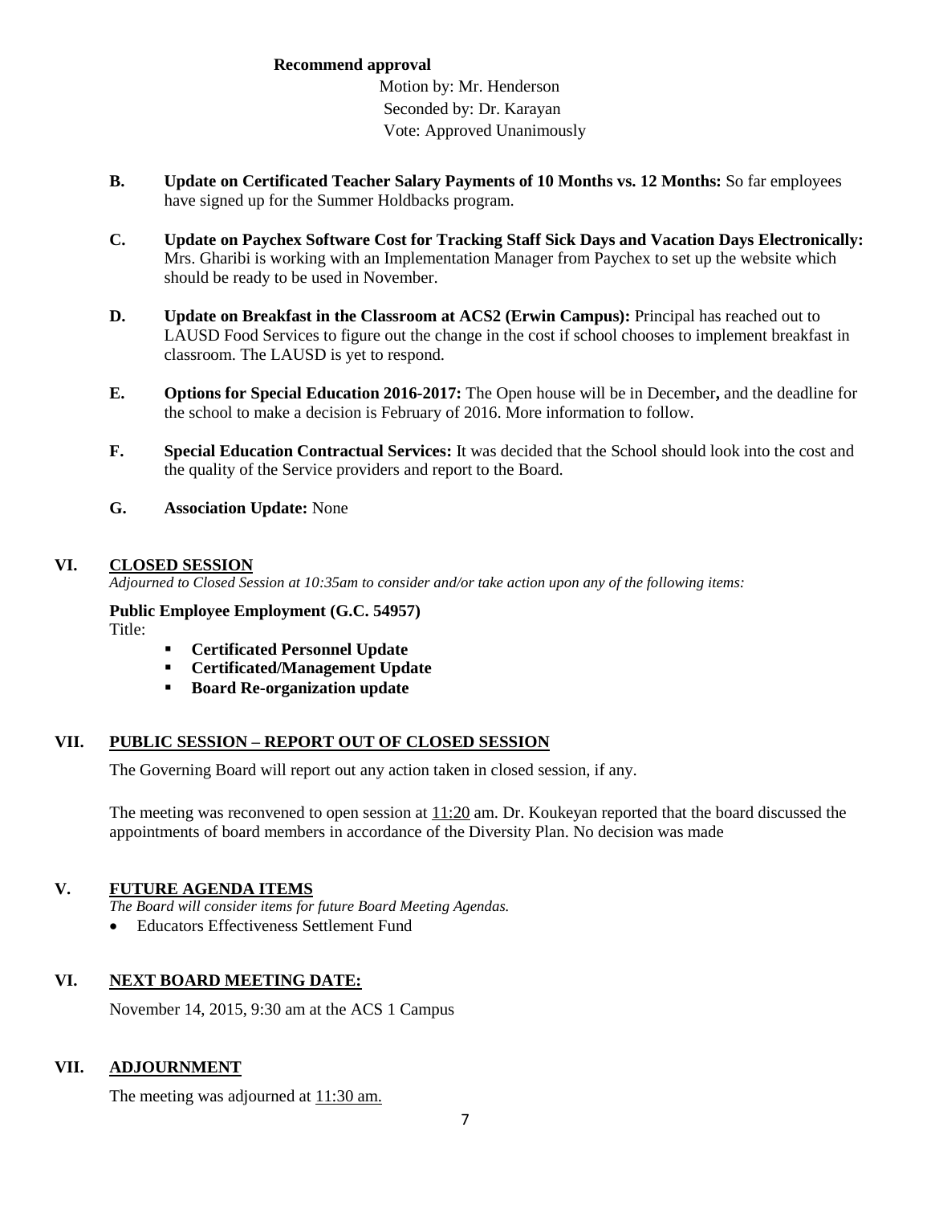**Recommend approval**

Motion by: Mr. Henderson
Seconded by: Dr. Karayan
Vote: Approved Unanimously

**B. Update on Certificated Teacher Salary Payments of 10 Months vs. 12 Months:** So far employees have signed up for the Summer Holdbacks program.

**C. Update on Paychex Software Cost for Tracking Staff Sick Days and Vacation Days Electronically:** Mrs. Gharibi is working with an Implementation Manager from Paychex to set up the website which should be ready to be used in November.

**D. Update on Breakfast in the Classroom at ACS2 (Erwin Campus):** Principal has reached out to LAUSD Food Services to figure out the change in the cost if school chooses to implement breakfast in classroom. The LAUSD is yet to respond.

**E. Options for Special Education 2016-2017:** The Open house will be in December**,** and the deadline for the school to make a decision is February of 2016. More information to follow.

**F. Special Education Contractual Services:** It was decided that the School should look into the cost and the quality of the Service providers and report to the Board.

**G. Association Update:** None

## VI. CLOSED SESSION

*Adjourned to Closed Session at 10:35am to consider and/or take action upon any of the following items:*

**Public Employee Employment (G.C. 54957)**

Title:

- **Certificated Personnel Update**
- **Certificated/Management Update**
- **Board Re-organization update**

## VII. PUBLIC SESSION – REPORT OUT OF CLOSED SESSION

The Governing Board will report out any action taken in closed session, if any.

The meeting was reconvened to open session at 11:20 am. Dr. Koukeyan reported that the board discussed the appointments of board members in accordance of the Diversity Plan. No decision was made

## V. FUTURE AGENDA ITEMS

*The Board will consider items for future Board Meeting Agendas.*

- Educators Effectiveness Settlement Fund

## VI. NEXT BOARD MEETING DATE:

November 14, 2015, 9:30 am at the ACS 1 Campus

## VII. ADJOURNMENT

The meeting was adjourned at 11:30 am.